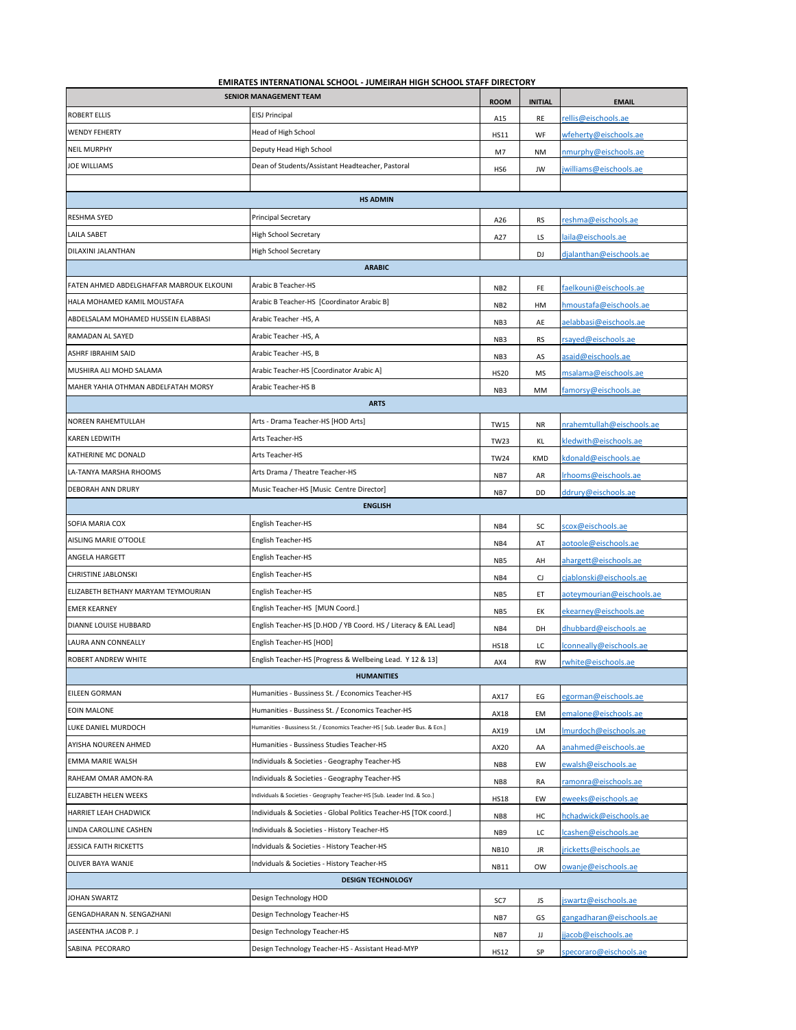**EMIRATES INTERNATIONAL SCHOOL - JUMEIRAH HIGH SCHOOL STAFF DIRECTORY**

| SENIOR MANAGEMENT TEAM | | ROOM | INITIAL | EMAIL |
|---|---|---|---|---|
| ROBERT ELLIS | EISJ Principal | A15 | RE | rellis@eischools.ae |
| WENDY FEHERTY | Head of High School | HS11 | WF | wfeherty@eischools.ae |
| NEIL MURPHY | Deputy Head High School | M7 | NM | nmurphy@eischools.ae |
| JOE WILLIAMS | Dean of Students/Assistant Headteacher, Pastoral | HS6 | JW | jwilliams@eischools.ae |
| | | | | |
| **HS ADMIN** | | | | |
| RESHMA SYED | Principal Secretary | A26 | RS | reshma@eischools.ae |
| LAILA SABET | High School Secretary | A27 | LS | laila@eischools.ae |
| DILAXINI JALANTHAN | High School Secretary | | DJ | djalanthan@eischools.ae |
| **ARABIC** | | | | |
| FATEN AHMED ABDELGHAFFAR MABROUK ELKOUNI | Arabic B Teacher-HS | NB2 | FE | faelkouni@eischools.ae |
| HALA MOHAMED KAMIL MOUSTAFA | Arabic B Teacher-HS [Coordinator Arabic B] | NB2 | HM | hmoustafa@eischools.ae |
| ABDELSALAM MOHAMED HUSSEIN ELABBASI | Arabic Teacher -HS, A | NB3 | AE | aelabbasi@eischools.ae |
| RAMADAN AL SAYED | Arabic Teacher -HS, A | NB3 | RS | rsayed@eischools.ae |
| ASHRF IBRAHIM SAID | Arabic Teacher -HS, B | NB3 | AS | asaid@eischools.ae |
| MUSHIRA ALI MOHD SALAMA | Arabic Teacher-HS [Coordinator Arabic A] | HS20 | MS | msalama@eischools.ae |
| MAHER YAHIA OTHMAN ABDELFATAH MORSY | Arabic Teacher-HS B | NB3 | MM | famorsy@eischools.ae |
| **ARTS** | | | | |
| NOREEN RAHEMTULLAH | Arts - Drama Teacher-HS [HOD Arts] | TW15 | NR | nrahemtullah@eischools.ae |
| KAREN LEDWITH | Arts Teacher-HS | TW23 | KL | kledwith@eischools.ae |
| KATHERINE MC DONALD | Arts Teacher-HS | TW24 | KMD | kdonald@eischools.ae |
| LA-TANYA MARSHA RHOOMS | Arts Drama / Theatre Teacher-HS | NB7 | AR | lrhooms@eischools.ae |
| DEBORAH ANN DRURY | Music Teacher-HS [Music Centre Director] | NB7 | DD | ddrury@eischools.ae |
| **ENGLISH** | | | | |
| SOFIA MARIA COX | English Teacher-HS | NB4 | SC | scox@eischools.ae |
| AISLING MARIE O'TOOLE | English Teacher-HS | NB4 | AT | aotoole@eischools.ae |
| ANGELA HARGETT | English Teacher-HS | NB5 | AH | ahargett@eischools.ae |
| CHRISTINE JABLONSKI | English Teacher-HS | NB4 | CJ | cjablonski@eischools.ae |
| ELIZABETH BETHANY MARYAM TEYMOURIAN | English Teacher-HS | NB5 | ET | aoteymourian@eischools.ae |
| EMER KEARNEY | English Teacher-HS [MUN Coord.] | NB5 | EK | ekearney@eischools.ae |
| DIANNE LOUISE HUBBARD | English Teacher-HS [D.HOD / YB Coord. HS / Literacy & EAL Lead] | NB4 | DH | dhubbard@eischools.ae |
| LAURA ANN CONNEALLY | English Teacher-HS [HOD] | HS18 | LC | lconneally@eischools.ae |
| ROBERT ANDREW WHITE | English Teacher-HS [Progress & Wellbeing Lead. Y 12 & 13] | AX4 | RW | rwhite@eischools.ae |
| **HUMANITIES** | | | | |
| EILEEN GORMAN | Humanities - Bussiness St. / Economics Teacher-HS | AX17 | EG | egorman@eischools.ae |
| EOIN MALONE | Humanities - Bussiness St. / Economics Teacher-HS | AX18 | EM | emalone@eischools.ae |
| LUKE DANIEL MURDOCH | Humanities - Bussiness St. / Economics Teacher-HS [ Sub. Leader Bus. & Ecn.] | AX19 | LM | lmurdoch@eischools.ae |
| AYISHA NOUREEN AHMED | Humanities - Bussiness Studies Teacher-HS | AX20 | AA | anahmed@eischools.ae |
| EMMA MARIE WALSH | Individuals & Societies - Geography Teacher-HS | NB8 | EW | ewalsh@eischools.ae |
| RAHEAM OMAR AMON-RA | Individuals & Societies - Geography Teacher-HS | NB8 | RA | ramonra@eischools.ae |
| ELIZABETH HELEN WEEKS | Individuals & Societies - Geography Teacher-HS [Sub. Leader Ind. & Sco.] | HS18 | EW | eweeks@eischools.ae |
| HARRIET LEAH CHADWICK | Individuals & Societies - Global Politics Teacher-HS [TOK coord.] | NB8 | HC | hchadwick@eischools.ae |
| LINDA CAROLLINE CASHEN | Individuals & Societies - History Teacher-HS | NB9 | LC | lcashen@eischools.ae |
| JESSICA FAITH RICKETTS | Indviduals & Societies - History Teacher-HS | NB10 | JR | jricketts@eischools.ae |
| OLIVER BAYA WANJE | Indviduals & Societies - History Teacher-HS | NB11 | OW | owanje@eischools.ae |
| **DESIGN TECHNOLOGY** | | | | |
| JOHAN SWARTZ | Design Technology HOD | SC7 | JS | jswartz@eischools.ae |
| GENGADHARAN N. SENGAZHANI | Design Technology Teacher-HS | NB7 | GS | gangadharan@eischools.ae |
| JASEENTHA JACOB P. J | Design Technology Teacher-HS | NB7 | JJ | jjacob@eischools.ae |
| SABINA PECORARO | Design Technology Teacher-HS - Assistant Head-MYP | HS12 | SP | specoraro@eischools.ae |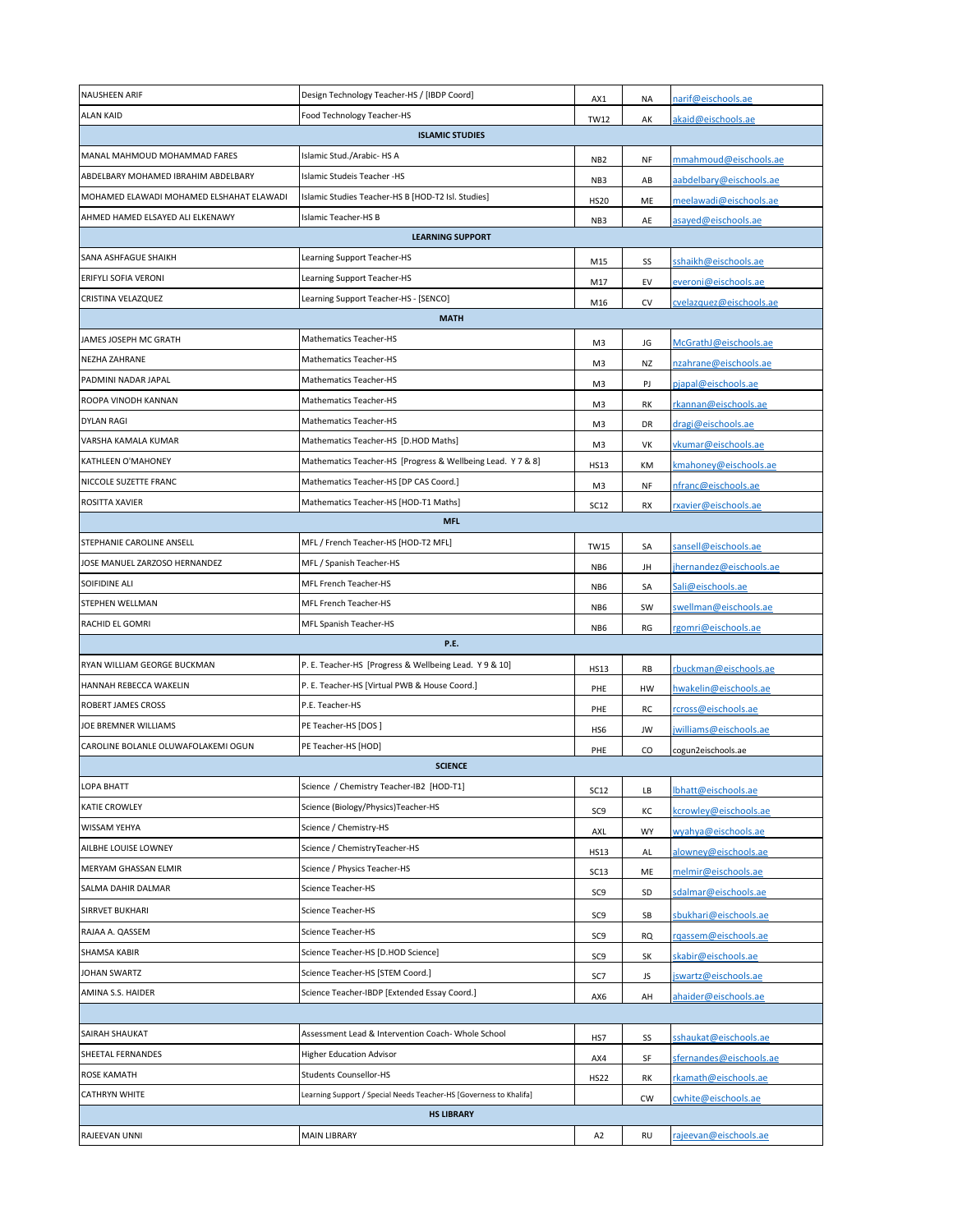| | | | | |
|---|---|---|---|---|
| NAUSHEEN ARIF | Design Technology Teacher-HS / [IBDP Coord] | AX1 | NA | narif@eischools.ae |
| ALAN KAID | Food Technology Teacher-HS | TW12 | AK | akaid@eischools.ae |
| **ISLAMIC STUDIES** | | | | |
| MANAL MAHMOUD MOHAMMAD FARES | Islamic Stud./Arabic- HS A | NB2 | NF | mmahmoud@eischools.ae |
| ABDELBARY MOHAMED IBRAHIM ABDELBARY | Islamic Studeis Teacher -HS | NB3 | AB | aabdelbary@eischools.ae |
| MOHAMED ELAWADI MOHAMED ELSHAHAT ELAWADI | Islamic Studies Teacher-HS [HOD-T2 Isl. Studies] | HS20 | ME | meelawadi@eischools.ae |
| AHMED HAMED ELSAYED ALI ELKENAWY | Islamic Teacher-HS B | NB3 | AE | asayed@eischools.ae |
| **LEARNING SUPPORT** | | | | |
| SANA ASHFAGUE SHAIKH | Learning Support Teacher-HS | M15 | SS | sshaikh@eischools.ae |
| ERIFYLI SOFIA VERONI | Learning Support Teacher-HS | M17 | EV | everoni@eischools.ae |
| CRISTINA VELAZQUEZ | Learning Support Teacher-HS - [SENCO] | M16 | CV | cvelazquez@eischools.ae |
| **MATH** | | | | |
| JAMES JOSEPH MC GRATH | Mathematics Teacher-HS | M3 | JG | McGrathJ@eischools.ae |
| NEZHA ZAHRANE | Mathematics Teacher-HS | M3 | NZ | nzahrane@eischools.ae |
| PADMINI NADAR JAPAL | Mathematics Teacher-HS | M3 | PJ | pjapal@eischools.ae |
| ROOPA VINODH KANNAN | Mathematics Teacher-HS | M3 | RK | rkannan@eischools.ae |
| DYLAN RAGI | Mathematics Teacher-HS | M3 | DR | dragi@eischools.ae |
| VARSHA KAMALA KUMAR | Mathematics Teacher-HS [D.HOD Maths] | M3 | VK | vkumar@eischools.ae |
| KATHLEEN O'MAHONEY | Mathematics Teacher-HS [Progress & Wellbeing Lead. Y 7 & 8] | HS13 | KM | kmahoney@eischools.ae |
| NICCOLE SUZETTE FRANC | Mathematics Teacher-HS [DP CAS Coord.] | M3 | NF | nfranc@eischools.ae |
| ROSITTA XAVIER | Mathematics Teacher-HS [HOD-T1 Maths] | SC12 | RX | rxavier@eischools.ae |
| **MFL** | | | | |
| STEPHANIE CAROLINE ANSELL | MFL / French Teacher-HS [HOD-T2 MFL] | TW15 | SA | sansell@eischools.ae |
| JOSE MANUEL ZARZOSO HERNANDEZ | MFL / Spanish Teacher-HS | NB6 | JH | jhernandez@eischools.ae |
| SOIFIDINE ALI | MFL French Teacher-HS | NB6 | SA | Sali@eischools.ae |
| STEPHEN WELLMAN | MFL French Teacher-HS | NB6 | SW | swellman@eischools.ae |
| RACHID EL GOMRI | MFL Spanish Teacher-HS | NB6 | RG | rgomri@eischools.ae |
| **P.E.** | | | | |
| RYAN WILLIAM GEORGE BUCKMAN | P. E. Teacher-HS [Progress & Wellbeing Lead. Y 9 & 10] | HS13 | RB | rbuckman@eischools.ae |
| HANNAH REBECCA WAKELIN | P. E. Teacher-HS [Virtual PWB & House Coord.] | PHE | HW | hwakelin@eischools.ae |
| ROBERT JAMES CROSS | P.E. Teacher-HS | PHE | RC | rcross@eischools.ae |
| JOE BREMNER WILLIAMS | PE Teacher-HS [DOS ] | HS6 | JW | jwilliams@eischools.ae |
| CAROLINE BOLANLE OLUWAFOLAKEMI OGUN | PE Teacher-HS [HOD] | PHE | CO | cogun2eischools.ae |
| **SCIENCE** | | | | |
| LOPA BHATT | Science / Chemistry Teacher-IB2 [HOD-T1] | SC12 | LB | lbhatt@eischools.ae |
| KATIE CROWLEY | Science (Biology/Physics)Teacher-HS | SC9 | KC | kcrowley@eischools.ae |
| WISSAM YEHYA | Science / Chemistry-HS | AXL | WY | wyahya@eischools.ae |
| AILBHE LOUISE LOWNEY | Science / ChemistryTeacher-HS | HS13 | AL | alowney@eischools.ae |
| MERYAM GHASSAN ELMIR | Science / Physics Teacher-HS | SC13 | ME | melmir@eischools.ae |
| SALMA DAHIR DALMAR | Science Teacher-HS | SC9 | SD | sdalmar@eischools.ae |
| SIRRVET BUKHARI | Science Teacher-HS | SC9 | SB | sbukhari@eischools.ae |
| RAJAA A. QASSEM | Science Teacher-HS | SC9 | RQ | rqassem@eischools.ae |
| SHAMSA KABIR | Science Teacher-HS [D.HOD Science] | SC9 | SK | skabir@eischools.ae |
| JOHAN SWARTZ | Science Teacher-HS [STEM Coord.] | SC7 | JS | jswartz@eischools.ae |
| AMINA S.S. HAIDER | Science Teacher-IBDP [Extended Essay Coord.] | AX6 | AH | ahaider@eischools.ae |
| | | | | |
| SAIRAH SHAUKAT | Assessment Lead & Intervention Coach- Whole School | HS7 | SS | sshaukat@eischools.ae |
| SHEETAL FERNANDES | Higher Education Advisor | AX4 | SF | sfernandes@eischools.ae |
| ROSE KAMATH | Students Counsellor-HS | HS22 | RK | rkamath@eischools.ae |
| CATHRYN WHITE | Learning Support / Special Needs Teacher-HS [Governess to Khalifa] | | CW | cwhite@eischools.ae |
| **HS LIBRARY** | | | | |
| RAJEEVAN UNNI | MAIN LIBRARY | A2 | RU | rajeevan@eischools.ae |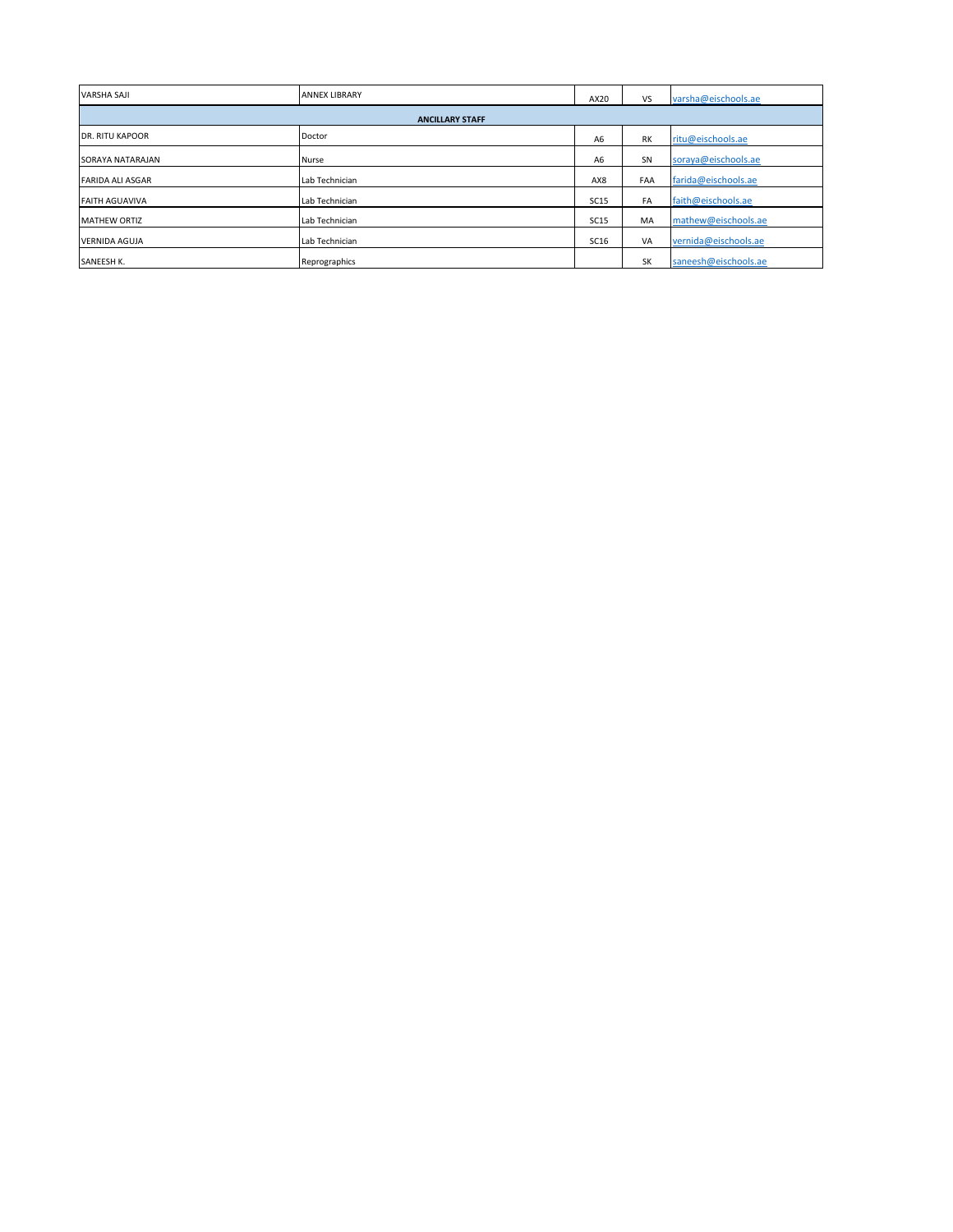| | | | | |
|---|---|---|---|---|
| VARSHA SAJI | ANNEX LIBRARY | AX20 | VS | varsha@eischools.ae |
| **ANCILLARY STAFF** | | | | |
| DR. RITU KAPOOR | Doctor | A6 | RK | ritu@eischools.ae |
| SORAYA NATARAJAN | Nurse | A6 | SN | soraya@eischools.ae |
| FARIDA ALI ASGAR | Lab Technician | AX8 | FAA | farida@eischools.ae |
| FAITH AGUAVIVA | Lab Technician | SC15 | FA | faith@eischools.ae |
| MATHEW ORTIZ | Lab Technician | SC15 | MA | mathew@eischools.ae |
| VERNIDA AGUJA | Lab Technician | SC16 | VA | vernida@eischools.ae |
| SANEESH K. | Reprographics | | SK | saneesh@eischools.ae |